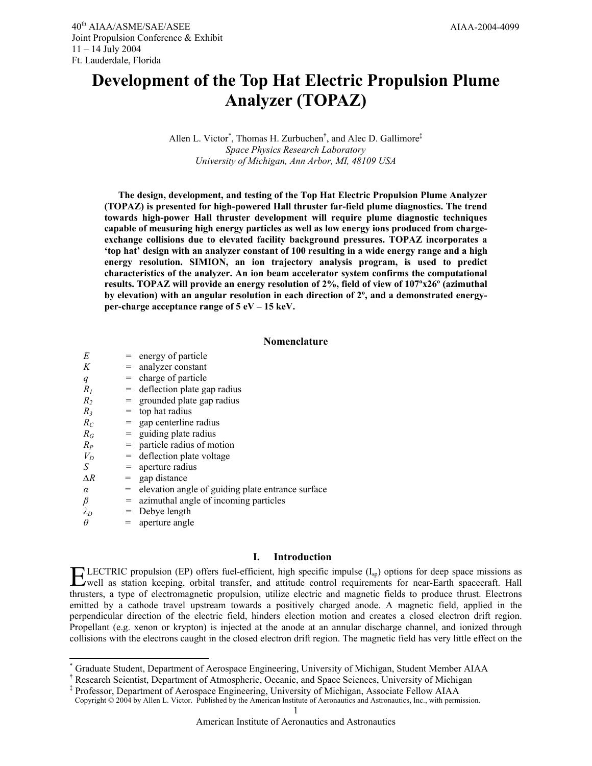40th AIAA/ASME/SAE/ASEE Joint Propulsion Conference & Exhibit
11 – 14 July 2004
Ft. Lauderdale, Florida

AIAA-2004-4099

# Development of the Top Hat Electric Propulsion Plume Analyzer (TOPAZ)

Allen L. Victor[*], Thomas H. Zurbuchen[†], and Alec D. Gallimore[‡]
*Space Physics Research Laboratory*
*University of Michigan, Ann Arbor, MI, 48109 USA*

**The design, development, and testing of the Top Hat Electric Propulsion Plume Analyzer (TOPAZ) is presented for high-powered Hall thruster far-field plume diagnostics. The trend towards high-power Hall thruster development will require plume diagnostic techniques capable of measuring high energy particles as well as low energy ions produced from charge-exchange collisions due to elevated facility background pressures. TOPAZ incorporates a 'top hat' design with an analyzer constant of 100 resulting in a wide energy range and a high energy resolution. SIMION, an ion trajectory analysis program, is used to predict characteristics of the analyzer. An ion beam accelerator system confirms the computational results. TOPAZ will provide an energy resolution of 2%, field of view of 107ºx26º (azimuthal by elevation) with an angular resolution in each direction of 2º, and a demonstrated energy-per-charge acceptance range of 5 eV – 15 keV.**

## Nomenclature

| | | |
|---|---|---|
| $E$ | = | energy of particle |
| $K$ | = | analyzer constant |
| $q$ | = | charge of particle |
| $R_1$ | = | deflection plate gap radius |
| $R_2$ | = | grounded plate gap radius |
| $R_3$ | = | top hat radius |
| $R_C$ | = | gap centerline radius |
| $R_G$ | = | guiding plate radius |
| $R_P$ | = | particle radius of motion |
| $V_D$ | = | deflection plate voltage |
| $S$ | = | aperture radius |
| $\Delta R$ | = | gap distance |
| $\alpha$ | = | elevation angle of guiding plate entrance surface |
| $\beta$ | = | azimuthal angle of incoming particles |
| $\lambda_D$ | = | Debye length |
| $\theta$ | = | aperture angle |

## I. Introduction

ELECTRIC propulsion (EP) offers fuel-efficient, high specific impulse ($I_{sp}$) options for deep space missions as well as station keeping, orbital transfer, and attitude control requirements for near-Earth spacecraft. Hall thrusters, a type of electromagnetic propulsion, utilize electric and magnetic fields to produce thrust. Electrons emitted by a cathode travel upstream towards a positively charged anode. A magnetic field, applied in the perpendicular direction of the electric field, hinders election motion and creates a closed electron drift region. Propellant (e.g. xenon or krypton) is injected at the anode at an annular discharge channel, and ionized through collisions with the electrons caught in the closed electron drift region. The magnetic field has very little effect on the

---

[*] Graduate Student, Department of Aerospace Engineering, University of Michigan, Student Member AIAA
[†] Research Scientist, Department of Atmospheric, Oceanic, and Space Sciences, University of Michigan
[‡] Professor, Department of Aerospace Engineering, University of Michigan, Associate Fellow AIAA

Copyright © 2004 by Allen L. Victor. Published by the American Institute of Aeronautics and Astronautics, Inc., with permission.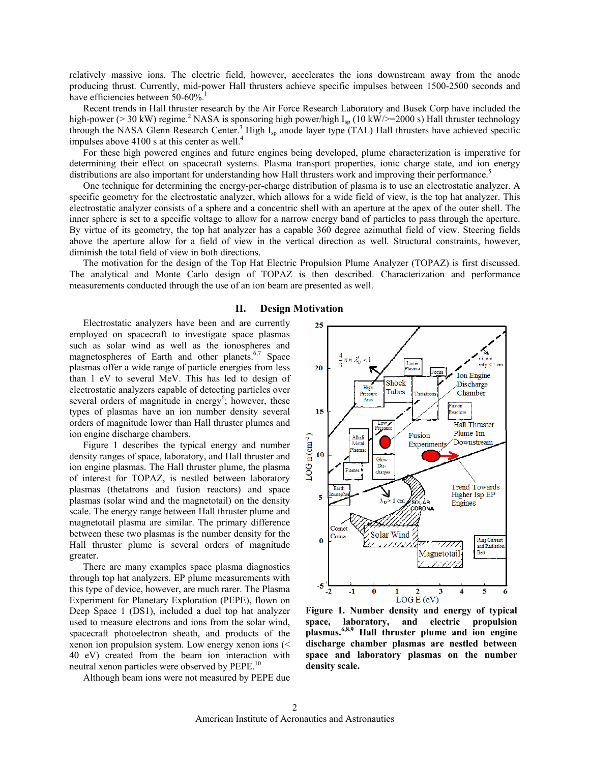relatively massive ions. The electric field, however, accelerates the ions downstream away from the anode producing thrust. Currently, mid-power Hall thrusters achieve specific impulses between 1500-2500 seconds and have efficiencies between 50-60%.[1]

Recent trends in Hall thruster research by the Air Force Research Laboratory and Busek Corp have included the high-power (> 30 kW) regime.[2] NASA is sponsoring high power/high $I_{sp}$ (10 kW/>=2000 s) Hall thruster technology through the NASA Glenn Research Center.[3] High $I_{sp}$ anode layer type (TAL) Hall thrusters have achieved specific impulses above 4100 s at this center as well.[4]

For these high powered engines and future engines being developed, plume characterization is imperative for determining their effect on spacecraft systems. Plasma transport properties, ionic charge state, and ion energy distributions are also important for understanding how Hall thrusters work and improving their performance.[5]

One technique for determining the energy-per-charge distribution of plasma is to use an electrostatic analyzer. A specific geometry for the electrostatic analyzer, which allows for a wide field of view, is the top hat analyzer. This electrostatic analyzer consists of a sphere and a concentric shell with an aperture at the apex of the outer shell. The inner sphere is set to a specific voltage to allow for a narrow energy band of particles to pass through the aperture. By virtue of its geometry, the top hat analyzer has a capable 360 degree azimuthal field of view. Steering fields above the aperture allow for a field of view in the vertical direction as well. Structural constraints, however, diminish the total field of view in both directions.

The motivation for the design of the Top Hat Electric Propulsion Plume Analyzer (TOPAZ) is first discussed. The analytical and Monte Carlo design of TOPAZ is then described. Characterization and performance measurements conducted through the use of an ion beam are presented as well.

## II. Design Motivation

Electrostatic analyzers have been and are currently employed on spacecraft to investigate space plasmas such as solar wind as well as the ionospheres and magnetospheres of Earth and other planets.[6,7] Space plasmas offer a wide range of particle energies from less than 1 eV to several MeV. This has led to design of electrostatic analyzers capable of detecting particles over several orders of magnitude in energy[6]; however, these types of plasmas have an ion number density several orders of magnitude lower than Hall thruster plumes and ion engine discharge chambers.

Figure 1 describes the typical energy and number density ranges of space, laboratory, and Hall thruster and ion engine plasmas. The Hall thruster plume, the plasma of interest for TOPAZ, is nestled between laboratory plasmas (thetatrons and fusion reactors) and space plasmas (solar wind and the magnetotail) on the density scale. The energy range between Hall thruster plume and magnetotail plasma are similar. The primary difference between these two plasmas is the number density for the Hall thruster plume is several orders of magnitude greater.

There are many examples space plasma diagnostics through top hat analyzers. EP plume measurements with this type of device, however, are much rarer. The Plasma Experiment for Planetary Exploration (PEPE), flown on Deep Space 1 (DS1), included a duel top hat analyzer used to measure electrons and ions from the solar wind, spacecraft photoelectron sheath, and products of the xenon ion propulsion system. Low energy xenon ions (< 40 eV) created from the beam ion interaction with neutral xenon particles were observed by PEPE.[10]

Although beam ions were not measured by PEPE due

**Figure 1. Number density and energy of typical space, laboratory, and electric propulsion plasmas.[6,8,9] Hall thruster plume and ion engine discharge chamber plasmas are nestled between space and laboratory plasmas on the number density scale.**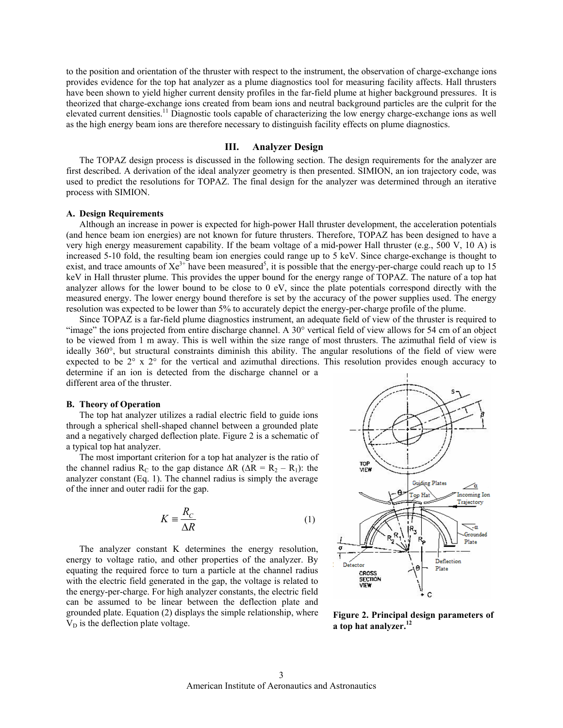to the position and orientation of the thruster with respect to the instrument, the observation of charge-exchange ions provides evidence for the top hat analyzer as a plume diagnostics tool for measuring facility affects. Hall thrusters have been shown to yield higher current density profiles in the far-field plume at higher background pressures. It is theorized that charge-exchange ions created from beam ions and neutral background particles are the culprit for the elevated current densities.[11] Diagnostic tools capable of characterizing the low energy charge-exchange ions as well as the high energy beam ions are therefore necessary to distinguish facility effects on plume diagnostics.

## III. Analyzer Design

The TOPAZ design process is discussed in the following section. The design requirements for the analyzer are first described. A derivation of the ideal analyzer geometry is then presented. SIMION, an ion trajectory code, was used to predict the resolutions for TOPAZ. The final design for the analyzer was determined through an iterative process with SIMION.

### A. Design Requirements

Although an increase in power is expected for high-power Hall thruster development, the acceleration potentials (and hence beam ion energies) are not known for future thrusters. Therefore, TOPAZ has been designed to have a very high energy measurement capability. If the beam voltage of a mid-power Hall thruster (e.g., 500 V, 10 A) is increased 5-10 fold, the resulting beam ion energies could range up to 5 keV. Since charge-exchange is thought to exist, and trace amounts of $Xe^{3+}$ have been measured[5], it is possible that the energy-per-charge could reach up to 15 keV in Hall thruster plume. This provides the upper bound for the energy range of TOPAZ. The nature of a top hat analyzer allows for the lower bound to be close to 0 eV, since the plate potentials correspond directly with the measured energy. The lower energy bound therefore is set by the accuracy of the power supplies used. The energy resolution was expected to be lower than 5% to accurately depict the energy-per-charge profile of the plume.

Since TOPAZ is a far-field plume diagnostics instrument, an adequate field of view of the thruster is required to "image" the ions projected from entire discharge channel. A 30° vertical field of view allows for 54 cm of an object to be viewed from 1 m away. This is well within the size range of most thrusters. The azimuthal field of view is ideally 360°, but structural constraints diminish this ability. The angular resolutions of the field of view were expected to be 2° x 2° for the vertical and azimuthal directions. This resolution provides enough accuracy to determine if an ion is detected from the discharge channel or a different area of the thruster.

### B. Theory of Operation

The top hat analyzer utilizes a radial electric field to guide ions through a spherical shell-shaped channel between a grounded plate and a negatively charged deflection plate. Figure 2 is a schematic of a typical top hat analyzer.

The most important criterion for a top hat analyzer is the ratio of the channel radius $R_C$ to the gap distance $\Delta R$ ($\Delta R = R_2 - R_1$): the analyzer constant (Eq. 1). The channel radius is simply the average of the inner and outer radii for the gap.

$$K \equiv \frac{R_C}{\Delta R} \tag{1}$$

The analyzer constant K determines the energy resolution, energy to voltage ratio, and other properties of the analyzer. By equating the required force to turn a particle at the channel radius with the electric field generated in the gap, the voltage is related to the energy-per-charge. For high analyzer constants, the electric field can be assumed to be linear between the deflection plate and grounded plate. Equation (2) displays the simple relationship, where $V_D$ is the deflection plate voltage.

**Figure 2. Principal design parameters of a top hat analyzer.[12]**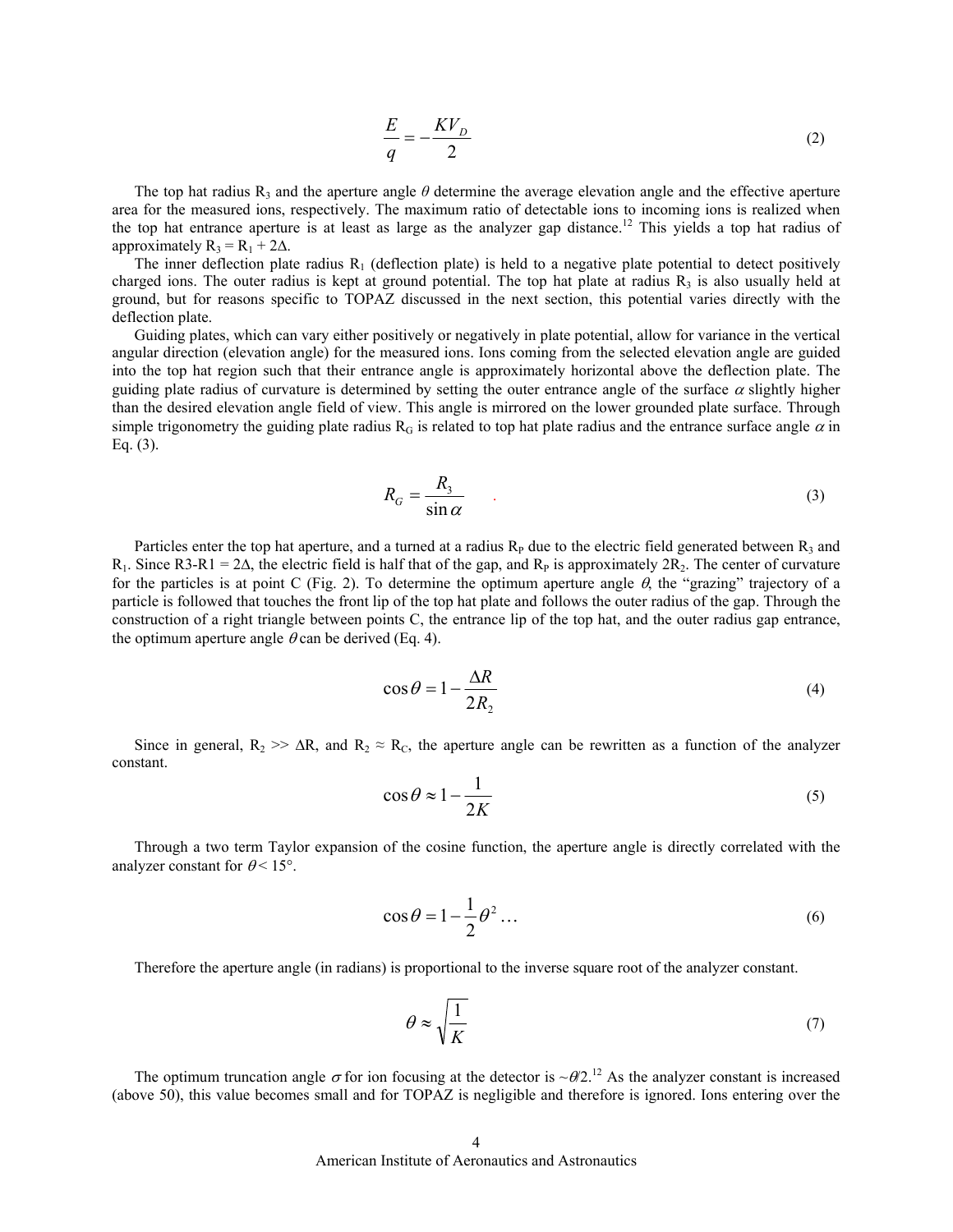$$\frac{E}{q} = -\frac{KV_D}{2} \tag{2}$$

The top hat radius $R_3$ and the aperture angle $\theta$ determine the average elevation angle and the effective aperture area for the measured ions, respectively. The maximum ratio of detectable ions to incoming ions is realized when the top hat entrance aperture is at least as large as the analyzer gap distance.[12] This yields a top hat radius of approximately $R_3 = R_1 + 2\Delta$.

The inner deflection plate radius $R_1$ (deflection plate) is held to a negative plate potential to detect positively charged ions. The outer radius is kept at ground potential. The top hat plate at radius $R_3$ is also usually held at ground, but for reasons specific to TOPAZ discussed in the next section, this potential varies directly with the deflection plate.

Guiding plates, which can vary either positively or negatively in plate potential, allow for variance in the vertical angular direction (elevation angle) for the measured ions. Ions coming from the selected elevation angle are guided into the top hat region such that their entrance angle is approximately horizontal above the deflection plate. The guiding plate radius of curvature is determined by setting the outer entrance angle of the surface $\alpha$ slightly higher than the desired elevation angle field of view. This angle is mirrored on the lower grounded plate surface. Through simple trigonometry the guiding plate radius $R_G$ is related to top hat plate radius and the entrance surface angle $\alpha$ in Eq. (3).

$$R_G = \frac{R_3}{\sin\alpha} \tag{3}$$

Particles enter the top hat aperture, and a turned at a radius $R_P$ due to the electric field generated between $R_3$ and $R_1$. Since $R3\text{-}R1 = 2\Delta$, the electric field is half that of the gap, and $R_P$ is approximately $2R_2$. The center of curvature for the particles is at point C (Fig. 2). To determine the optimum aperture angle $\theta$, the "grazing" trajectory of a particle is followed that touches the front lip of the top hat plate and follows the outer radius of the gap. Through the construction of a right triangle between points C, the entrance lip of the top hat, and the outer radius gap entrance, the optimum aperture angle $\theta$ can be derived (Eq. 4).

$$\cos\theta = 1 - \frac{\Delta R}{2R_2} \tag{4}$$

Since in general, $R_2 >> \Delta R$, and $R_2 \approx R_C$, the aperture angle can be rewritten as a function of the analyzer constant.

$$\cos\theta \approx 1 - \frac{1}{2K} \tag{5}$$

Through a two term Taylor expansion of the cosine function, the aperture angle is directly correlated with the analyzer constant for $\theta < 15°$.

$$\cos\theta = 1 - \frac{1}{2}\theta^2 \ldots \tag{6}$$

Therefore the aperture angle (in radians) is proportional to the inverse square root of the analyzer constant.

$$\theta \approx \sqrt{\frac{1}{K}} \tag{7}$$

The optimum truncation angle $\sigma$ for ion focusing at the detector is $\sim\theta/2$.[12] As the analyzer constant is increased (above 50), this value becomes small and for TOPAZ is negligible and therefore is ignored. Ions entering over the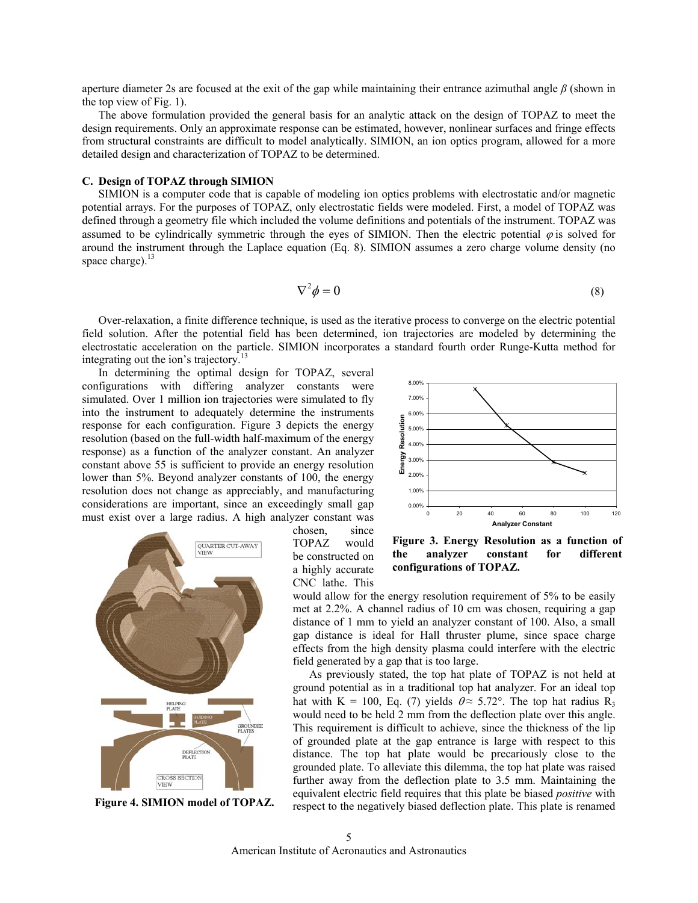aperture diameter 2s are focused at the exit of the gap while maintaining their entrance azimuthal angle $\beta$ (shown in the top view of Fig. 1).

The above formulation provided the general basis for an analytic attack on the design of TOPAZ to meet the design requirements. Only an approximate response can be estimated, however, nonlinear surfaces and fringe effects from structural constraints are difficult to model analytically. SIMION, an ion optics program, allowed for a more detailed design and characterization of TOPAZ to be determined.

### C. Design of TOPAZ through SIMION

SIMION is a computer code that is capable of modeling ion optics problems with electrostatic and/or magnetic potential arrays. For the purposes of TOPAZ, only electrostatic fields were modeled. First, a model of TOPAZ was defined through a geometry file which included the volume definitions and potentials of the instrument. TOPAZ was assumed to be cylindrically symmetric through the eyes of SIMION. Then the electric potential $\varphi$ is solved for around the instrument through the Laplace equation (Eq. 8). SIMION assumes a zero charge volume density (no space charge).[13]

$$\nabla^2 \phi = 0 \tag{8}$$

Over-relaxation, a finite difference technique, is used as the iterative process to converge on the electric potential field solution. After the potential field has been determined, ion trajectories are modeled by determining the electrostatic acceleration on the particle. SIMION incorporates a standard fourth order Runge-Kutta method for integrating out the ion's trajectory.[13]

In determining the optimal design for TOPAZ, several configurations with differing analyzer constants were simulated. Over 1 million ion trajectories were simulated to fly into the instrument to adequately determine the instruments response for each configuration. Figure 3 depicts the energy resolution (based on the full-width half-maximum of the energy response) as a function of the analyzer constant. An analyzer constant above 55 is sufficient to provide an energy resolution lower than 5%. Beyond analyzer constants of 100, the energy resolution does not change as appreciably, and manufacturing considerations are important, since an exceedingly small gap must exist over a large radius. A high analyzer constant was chosen, since TOPAZ would be constructed on a highly accurate CNC lathe. This would allow for the energy resolution requirement of 5% to be easily met at 2.2%. A channel radius of 10 cm was chosen, requiring a gap distance of 1 mm to yield an analyzer constant of 100. Also, a small gap distance is ideal for Hall thruster plume, since space charge effects from the high density plasma could interfere with the electric field generated by a gap that is too large.

**Figure 3. Energy Resolution as a function of the analyzer constant for different configurations of TOPAZ.**

**Figure 4. SIMION model of TOPAZ.**

As previously stated, the top hat plate of TOPAZ is not held at ground potential as in a traditional top hat analyzer. For an ideal top hat with K = 100, Eq. (7) yields $\theta \approx 5.72°$. The top hat radius $R_3$ would need to be held 2 mm from the deflection plate over this angle. This requirement is difficult to achieve, since the thickness of the lip of grounded plate at the gap entrance is large with respect to this distance. The top hat plate would be precariously close to the grounded plate. To alleviate this dilemma, the top hat plate was raised further away from the deflection plate to 3.5 mm. Maintaining the equivalent electric field requires that this plate be biased *positive* with respect to the negatively biased deflection plate. This plate is renamed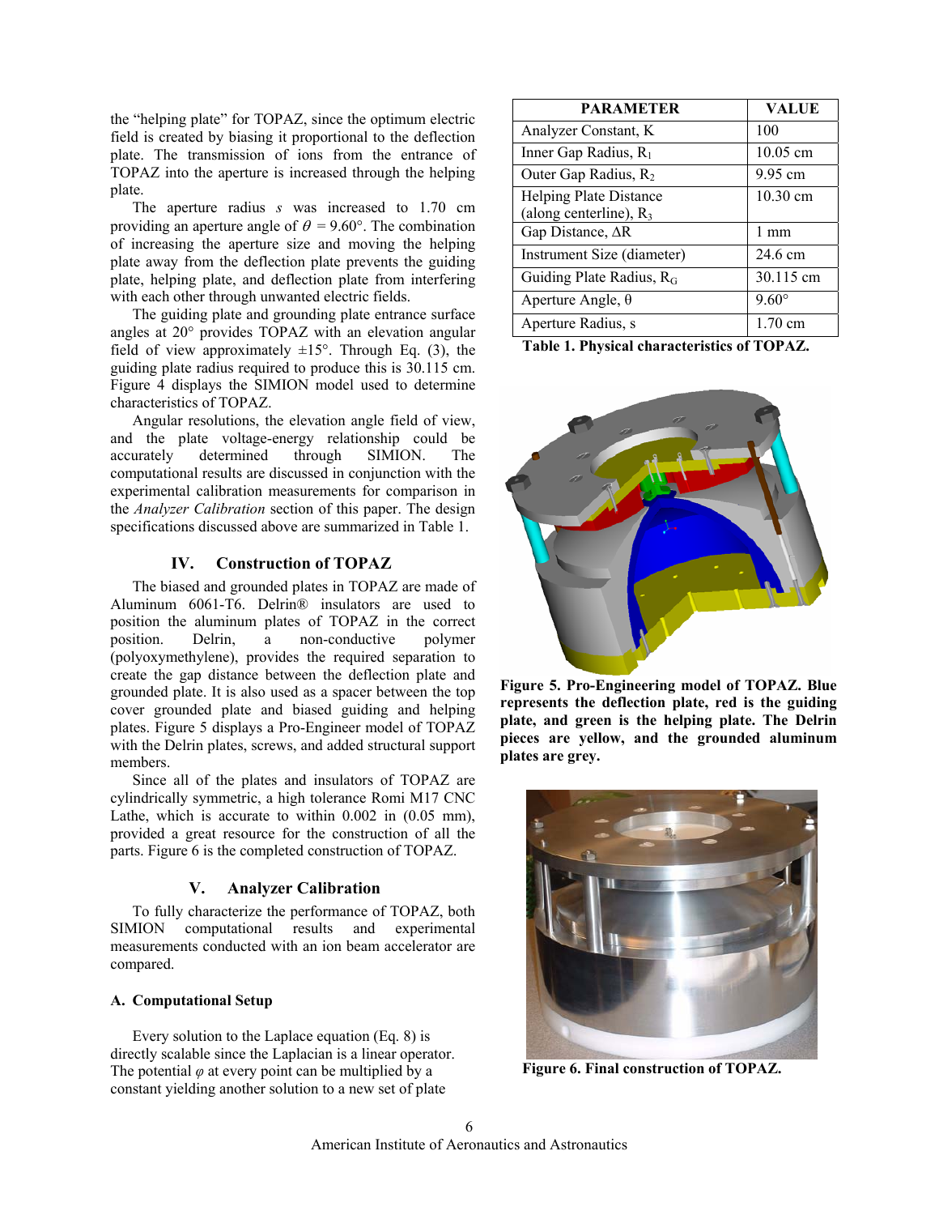the "helping plate" for TOPAZ, since the optimum electric field is created by biasing it proportional to the deflection plate. The transmission of ions from the entrance of TOPAZ into the aperture is increased through the helping plate.

The aperture radius $s$ was increased to 1.70 cm providing an aperture angle of $\theta = 9.60°$. The combination of increasing the aperture size and moving the helping plate away from the deflection plate prevents the guiding plate, helping plate, and deflection plate from interfering with each other through unwanted electric fields.

The guiding plate and grounding plate entrance surface angles at 20° provides TOPAZ with an elevation angular field of view approximately ±15°. Through Eq. (3), the guiding plate radius required to produce this is 30.115 cm. Figure 4 displays the SIMION model used to determine characteristics of TOPAZ.

Angular resolutions, the elevation angle field of view, and the plate voltage-energy relationship could be accurately determined through SIMION. The computational results are discussed in conjunction with the experimental calibration measurements for comparison in the *Analyzer Calibration* section of this paper. The design specifications discussed above are summarized in Table 1.

| PARAMETER | VALUE |
| --- | --- |
| Analyzer Constant, K | 100 |
| Inner Gap Radius, $R_1$ | 10.05 cm |
| Outer Gap Radius, $R_2$ | 9.95 cm |
| Helping Plate Distance (along centerline), $R_3$ | 10.30 cm |
| Gap Distance, $\Delta R$ | 1 mm |
| Instrument Size (diameter) | 24.6 cm |
| Guiding Plate Radius, $R_G$ | 30.115 cm |
| Aperture Angle, $\theta$ | 9.60° |
| Aperture Radius, s | 1.70 cm |

**Table 1. Physical characteristics of TOPAZ.**

## IV. Construction of TOPAZ

The biased and grounded plates in TOPAZ are made of Aluminum 6061-T6. Delrin® insulators are used to position the aluminum plates of TOPAZ in the correct position. Delrin, a non-conductive polymer (polyoxymethylene), provides the required separation to create the gap distance between the deflection plate and grounded plate. It is also used as a spacer between the top cover grounded plate and biased guiding and helping plates. Figure 5 displays a Pro-Engineer model of TOPAZ with the Delrin plates, screws, and added structural support members.

**Figure 5. Pro-Engineering model of TOPAZ. Blue represents the deflection plate, red is the guiding plate, and green is the helping plate. The Delrin pieces are yellow, and the grounded aluminum plates are grey.**

Since all of the plates and insulators of TOPAZ are cylindrically symmetric, a high tolerance Romi M17 CNC Lathe, which is accurate to within 0.002 in (0.05 mm), provided a great resource for the construction of all the parts. Figure 6 is the completed construction of TOPAZ.

**Figure 6. Final construction of TOPAZ.**

## V. Analyzer Calibration

To fully characterize the performance of TOPAZ, both SIMION computational results and experimental measurements conducted with an ion beam accelerator are compared.

### A. Computational Setup

Every solution to the Laplace equation (Eq. 8) is directly scalable since the Laplacian is a linear operator. The potential $\varphi$ at every point can be multiplied by a constant yielding another solution to a new set of plate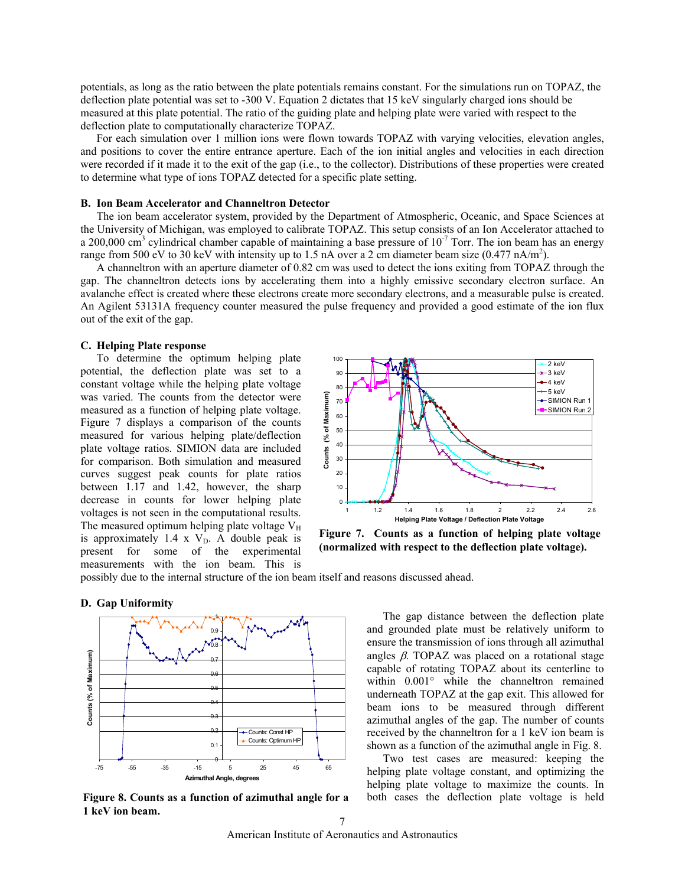potentials, as long as the ratio between the plate potentials remains constant. For the simulations run on TOPAZ, the deflection plate potential was set to -300 V. Equation 2 dictates that 15 keV singularly charged ions should be measured at this plate potential. The ratio of the guiding plate and helping plate were varied with respect to the deflection plate to computationally characterize TOPAZ.

For each simulation over 1 million ions were flown towards TOPAZ with varying velocities, elevation angles, and positions to cover the entire entrance aperture. Each of the ion initial angles and velocities in each direction were recorded if it made it to the exit of the gap (i.e., to the collector). Distributions of these properties were created to determine what type of ions TOPAZ detected for a specific plate setting.

### B. Ion Beam Accelerator and Channeltron Detector

The ion beam accelerator system, provided by the Department of Atmospheric, Oceanic, and Space Sciences at the University of Michigan, was employed to calibrate TOPAZ. This setup consists of an Ion Accelerator attached to a 200,000 $cm^3$ cylindrical chamber capable of maintaining a base pressure of $10^{-7}$ Torr. The ion beam has an energy range from 500 eV to 30 keV with intensity up to 1.5 nA over a 2 cm diameter beam size (0.477 $nA/m^2$).

A channeltron with an aperture diameter of 0.82 cm was used to detect the ions exiting from TOPAZ through the gap. The channeltron detects ions by accelerating them into a highly emissive secondary electron surface. An avalanche effect is created where these electrons create more secondary electrons, and a measurable pulse is created. An Agilent 53131A frequency counter measured the pulse frequency and provided a good estimate of the ion flux out of the exit of the gap.

### C. Helping Plate response

To determine the optimum helping plate potential, the deflection plate was set to a constant voltage while the helping plate voltage was varied. The counts from the detector were measured as a function of helping plate voltage. Figure 7 displays a comparison of the counts measured for various helping plate/deflection plate voltage ratios. SIMION data are included for comparison. Both simulation and measured curves suggest peak counts for plate ratios between 1.17 and 1.42, however, the sharp decrease in counts for lower helping plate voltages is not seen in the computational results. The measured optimum helping plate voltage $V_H$ is approximately 1.4 x $V_D$. A double peak is present for some of the experimental measurements with the ion beam. This is possibly due to the internal structure of the ion beam itself and reasons discussed ahead.

**Figure 7. Counts as a function of helping plate voltage (normalized with respect to the deflection plate voltage).**

### D. Gap Uniformity

The gap distance between the deflection plate and grounded plate must be relatively uniform to ensure the transmission of ions through all azimuthal angles $\beta$. TOPAZ was placed on a rotational stage capable of rotating TOPAZ about its centerline to within 0.001° while the channeltron remained underneath TOPAZ at the gap exit. This allowed for beam ions to be measured through different azimuthal angles of the gap. The number of counts received by the channeltron for a 1 keV ion beam is shown as a function of the azimuthal angle in Fig. 8.

**Figure 8. Counts as a function of azimuthal angle for a 1 keV ion beam.**

Two test cases are measured: keeping the helping plate voltage constant, and optimizing the helping plate voltage to maximize the counts. In both cases the deflection plate voltage is held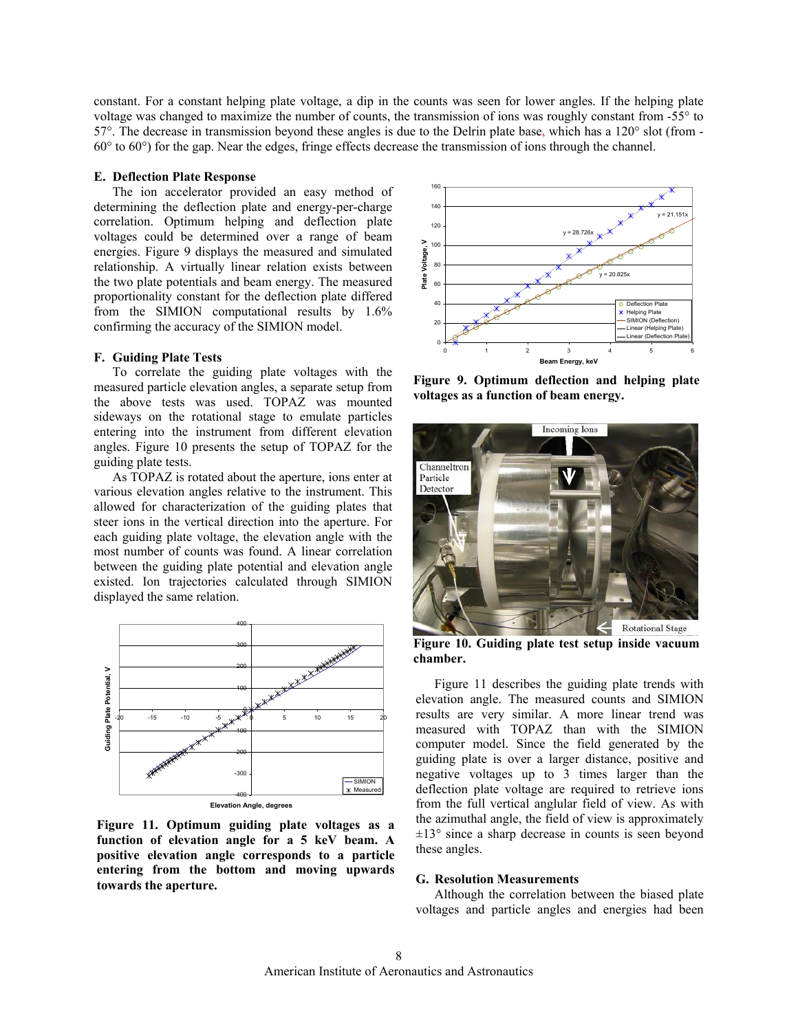constant. For a constant helping plate voltage, a dip in the counts was seen for lower angles. If the helping plate voltage was changed to maximize the number of counts, the transmission of ions was roughly constant from -55° to 57°. The decrease in transmission beyond these angles is due to the Delrin plate base, which has a 120° slot (from -60° to 60°) for the gap. Near the edges, fringe effects decrease the transmission of ions through the channel.

### E. Deflection Plate Response

The ion accelerator provided an easy method of determining the deflection plate and energy-per-charge correlation. Optimum helping and deflection plate voltages could be determined over a range of beam energies. Figure 9 displays the measured and simulated relationship. A virtually linear relation exists between the two plate potentials and beam energy. The measured proportionality constant for the deflection plate differed from the SIMION computational results by 1.6% confirming the accuracy of the SIMION model.

**Figure 9. Optimum deflection and helping plate voltages as a function of beam energy.**

### F. Guiding Plate Tests

To correlate the guiding plate voltages with the measured particle elevation angles, a separate setup from the above tests was used. TOPAZ was mounted sideways on the rotational stage to emulate particles entering into the instrument from different elevation angles. Figure 10 presents the setup of TOPAZ for the guiding plate tests.

As TOPAZ is rotated about the aperture, ions enter at various elevation angles relative to the instrument. This allowed for characterization of the guiding plates that steer ions in the vertical direction into the aperture. For each guiding plate voltage, the elevation angle with the most number of counts was found. A linear correlation between the guiding plate potential and elevation angle existed. Ion trajectories calculated through SIMION displayed the same relation.

**Figure 10. Guiding plate test setup inside vacuum chamber.**

**Figure 11. Optimum guiding plate voltages as a function of elevation angle for a 5 keV beam. A positive elevation angle corresponds to a particle entering from the bottom and moving upwards towards the aperture.**

Figure 11 describes the guiding plate trends with elevation angle. The measured counts and SIMION results are very similar. A more linear trend was measured with TOPAZ than with the SIMION computer model. Since the field generated by the guiding plate is over a larger distance, positive and negative voltages up to 3 times larger than the deflection plate voltage are required to retrieve ions from the full vertical anglular field of view. As with the azimuthal angle, the field of view is approximately ±13° since a sharp decrease in counts is seen beyond these angles.

### G. Resolution Measurements

Although the correlation between the biased plate voltages and particle angles and energies had been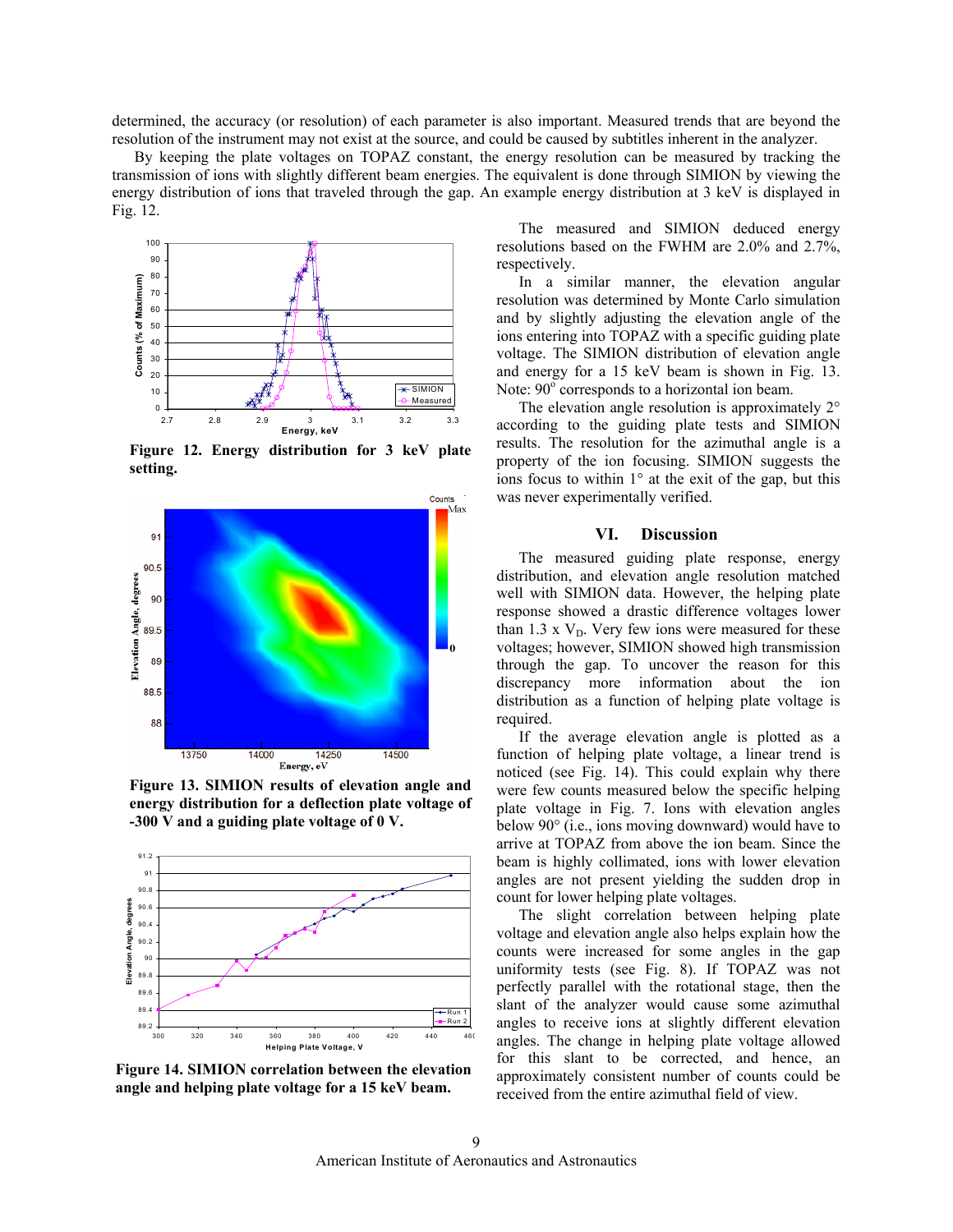determined, the accuracy (or resolution) of each parameter is also important. Measured trends that are beyond the resolution of the instrument may not exist at the source, and could be caused by subtitles inherent in the analyzer.

By keeping the plate voltages on TOPAZ constant, the energy resolution can be measured by tracking the transmission of ions with slightly different beam energies. The equivalent is done through SIMION by viewing the energy distribution of ions that traveled through the gap. An example energy distribution at 3 keV is displayed in Fig. 12.

**Figure 12. Energy distribution for 3 keV plate setting.**

**Figure 13. SIMION results of elevation angle and energy distribution for a deflection plate voltage of -300 V and a guiding plate voltage of 0 V.**

**Figure 14. SIMION correlation between the elevation angle and helping plate voltage for a 15 keV beam.**

The measured and SIMION deduced energy resolutions based on the FWHM are 2.0% and 2.7%, respectively.

In a similar manner, the elevation angular resolution was determined by Monte Carlo simulation and by slightly adjusting the elevation angle of the ions entering into TOPAZ with a specific guiding plate voltage. The SIMION distribution of elevation angle and energy for a 15 keV beam is shown in Fig. 13. Note: 90° corresponds to a horizontal ion beam.

The elevation angle resolution is approximately 2° according to the guiding plate tests and SIMION results. The resolution for the azimuthal angle is a property of the ion focusing. SIMION suggests the ions focus to within 1° at the exit of the gap, but this was never experimentally verified.

## VI. Discussion

The measured guiding plate response, energy distribution, and elevation angle resolution matched well with SIMION data. However, the helping plate response showed a drastic difference voltages lower than 1.3 x $V_D$. Very few ions were measured for these voltages; however, SIMION showed high transmission through the gap. To uncover the reason for this discrepancy more information about the ion distribution as a function of helping plate voltage is required.

If the average elevation angle is plotted as a function of helping plate voltage, a linear trend is noticed (see Fig. 14). This could explain why there were few counts measured below the specific helping plate voltage in Fig. 7. Ions with elevation angles below 90° (i.e., ions moving downward) would have to arrive at TOPAZ from above the ion beam. Since the beam is highly collimated, ions with lower elevation angles are not present yielding the sudden drop in count for lower helping plate voltages.

The slight correlation between helping plate voltage and elevation angle also helps explain how the counts were increased for some angles in the gap uniformity tests (see Fig. 8). If TOPAZ was not perfectly parallel with the rotational stage, then the slant of the analyzer would cause some azimuthal angles to receive ions at slightly different elevation angles. The change in helping plate voltage allowed for this slant to be corrected, and hence, an approximately consistent number of counts could be received from the entire azimuthal field of view.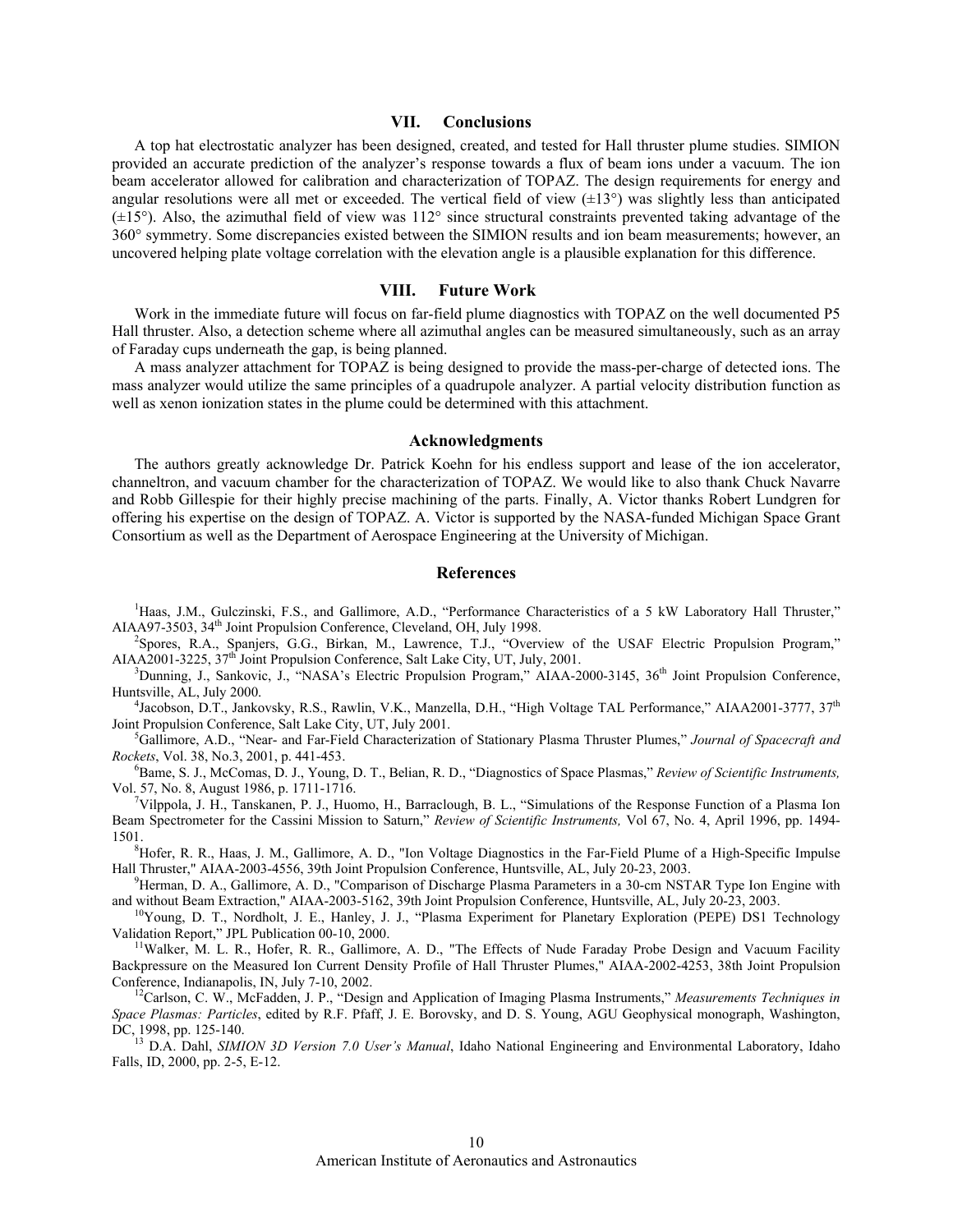## VII. Conclusions

A top hat electrostatic analyzer has been designed, created, and tested for Hall thruster plume studies. SIMION provided an accurate prediction of the analyzer's response towards a flux of beam ions under a vacuum. The ion beam accelerator allowed for calibration and characterization of TOPAZ. The design requirements for energy and angular resolutions were all met or exceeded. The vertical field of view (±13°) was slightly less than anticipated (±15°). Also, the azimuthal field of view was 112° since structural constraints prevented taking advantage of the 360° symmetry. Some discrepancies existed between the SIMION results and ion beam measurements; however, an uncovered helping plate voltage correlation with the elevation angle is a plausible explanation for this difference.

## VIII. Future Work

Work in the immediate future will focus on far-field plume diagnostics with TOPAZ on the well documented P5 Hall thruster. Also, a detection scheme where all azimuthal angles can be measured simultaneously, such as an array of Faraday cups underneath the gap, is being planned.

A mass analyzer attachment for TOPAZ is being designed to provide the mass-per-charge of detected ions. The mass analyzer would utilize the same principles of a quadrupole analyzer. A partial velocity distribution function as well as xenon ionization states in the plume could be determined with this attachment.

## Acknowledgments

The authors greatly acknowledge Dr. Patrick Koehn for his endless support and lease of the ion accelerator, channeltron, and vacuum chamber for the characterization of TOPAZ. We would like to also thank Chuck Navarre and Robb Gillespie for their highly precise machining of the parts. Finally, A. Victor thanks Robert Lundgren for offering his expertise on the design of TOPAZ. A. Victor is supported by the NASA-funded Michigan Space Grant Consortium as well as the Department of Aerospace Engineering at the University of Michigan.

## References

[1] Haas, J.M., Gulczinski, F.S., and Gallimore, A.D., "Performance Characteristics of a 5 kW Laboratory Hall Thruster," AIAA97-3503, 34th Joint Propulsion Conference, Cleveland, OH, July 1998.

[2] Spores, R.A., Spanjers, G.G., Birkan, M., Lawrence, T.J., "Overview of the USAF Electric Propulsion Program," AIAA2001-3225, 37th Joint Propulsion Conference, Salt Lake City, UT, July, 2001.

[3] Dunning, J., Sankovic, J., "NASA's Electric Propulsion Program," AIAA-2000-3145, 36th Joint Propulsion Conference, Huntsville, AL, July 2000.

[4] Jacobson, D.T., Jankovsky, R.S., Rawlin, V.K., Manzella, D.H., "High Voltage TAL Performance," AIAA2001-3777, 37th Joint Propulsion Conference, Salt Lake City, UT, July 2001.

[5] Gallimore, A.D., "Near- and Far-Field Characterization of Stationary Plasma Thruster Plumes," *Journal of Spacecraft and Rockets*, Vol. 38, No.3, 2001, p. 441-453.

[6] Bame, S. J., McComas, D. J., Young, D. T., Belian, R. D., "Diagnostics of Space Plasmas," *Review of Scientific Instruments,* Vol. 57, No. 8, August 1986, p. 1711-1716.

[7] Vilppola, J. H., Tanskanen, P. J., Huomo, H., Barraclough, B. L., "Simulations of the Response Function of a Plasma Ion Beam Spectrometer for the Cassini Mission to Saturn," *Review of Scientific Instruments,* Vol 67, No. 4, April 1996, pp. 1494-1501.

[8] Hofer, R. R., Haas, J. M., Gallimore, A. D., "Ion Voltage Diagnostics in the Far-Field Plume of a High-Specific Impulse Hall Thruster," AIAA-2003-4556, 39th Joint Propulsion Conference, Huntsville, AL, July 20-23, 2003.

[9] Herman, D. A., Gallimore, A. D., "Comparison of Discharge Plasma Parameters in a 30-cm NSTAR Type Ion Engine with and without Beam Extraction," AIAA-2003-5162, 39th Joint Propulsion Conference, Huntsville, AL, July 20-23, 2003.

[10] Young, D. T., Nordholt, J. E., Hanley, J. J., "Plasma Experiment for Planetary Exploration (PEPE) DS1 Technology Validation Report," JPL Publication 00-10, 2000.

[11] Walker, M. L. R., Hofer, R. R., Gallimore, A. D., "The Effects of Nude Faraday Probe Design and Vacuum Facility Backpressure on the Measured Ion Current Density Profile of Hall Thruster Plumes," AIAA-2002-4253, 38th Joint Propulsion Conference, Indianapolis, IN, July 7-10, 2002.

[12] Carlson, C. W., McFadden, J. P., "Design and Application of Imaging Plasma Instruments," *Measurements Techniques in Space Plasmas: Particles*, edited by R.F. Pfaff, J. E. Borovsky, and D. S. Young, AGU Geophysical monograph, Washington, DC, 1998, pp. 125-140.

[13] D.A. Dahl, *SIMION 3D Version 7.0 User's Manual*, Idaho National Engineering and Environmental Laboratory, Idaho Falls, ID, 2000, pp. 2-5, E-12.